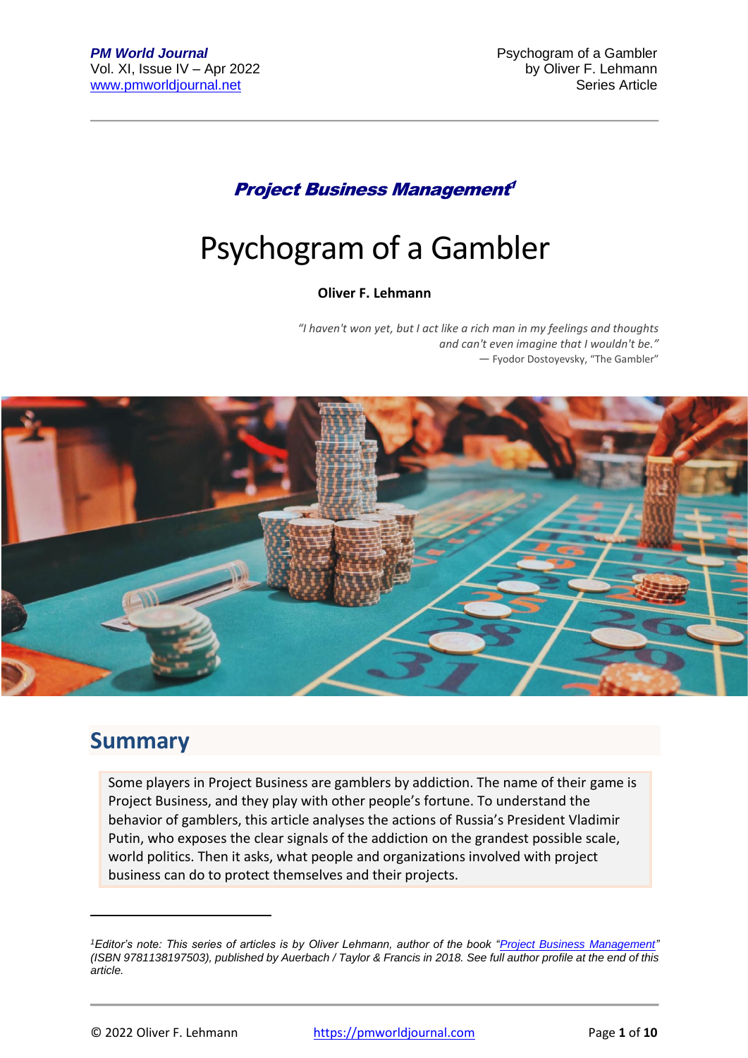***Project Business Management*[1]**

# Psychogram of a Gambler

**Oliver F. Lehmann**

*"I haven't won yet, but I act like a rich man in my feelings and thoughts and can't even imagine that I wouldn't be."*
— Fyodor Dostoyevsky, "The Gambler"

## Summary

Some players in Project Business are gamblers by addiction. The name of their game is Project Business, and they play with other people's fortune. To understand the behavior of gamblers, this article analyses the actions of Russia's President Vladimir Putin, who exposes the clear signals of the addiction on the grandest possible scale, world politics. Then it asks, what people and organizations involved with project business can do to protect themselves and their projects.

---

[1] *Editor's note: This series of articles is by Oliver Lehmann, author of the book "Project Business Management" (ISBN 9781138197503), published by Auerbach / Taylor & Francis in 2018. See full author profile at the end of this article.*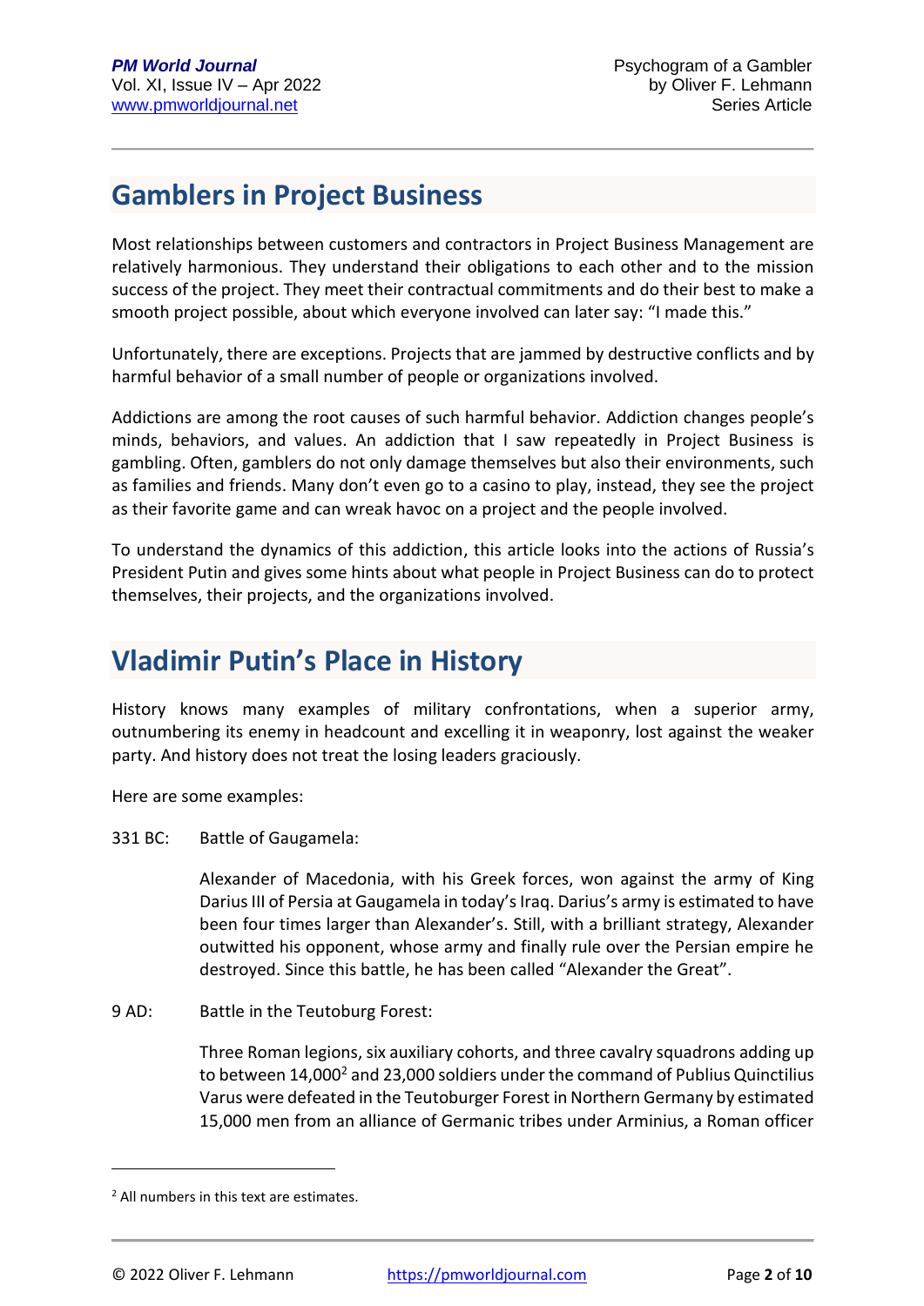## Gamblers in Project Business

Most relationships between customers and contractors in Project Business Management are relatively harmonious. They understand their obligations to each other and to the mission success of the project. They meet their contractual commitments and do their best to make a smooth project possible, about which everyone involved can later say: “I made this.”

Unfortunately, there are exceptions. Projects that are jammed by destructive conflicts and by harmful behavior of a small number of people or organizations involved.

Addictions are among the root causes of such harmful behavior. Addiction changes people’s minds, behaviors, and values. An addiction that I saw repeatedly in Project Business is gambling. Often, gamblers do not only damage themselves but also their environments, such as families and friends. Many don’t even go to a casino to play, instead, they see the project as their favorite game and can wreak havoc on a project and the people involved.

To understand the dynamics of this addiction, this article looks into the actions of Russia’s President Putin and gives some hints about what people in Project Business can do to protect themselves, their projects, and the organizations involved.

## Vladimir Putin’s Place in History

History knows many examples of military confrontations, when a superior army, outnumbering its enemy in headcount and excelling it in weaponry, lost against the weaker party. And history does not treat the losing leaders graciously.

Here are some examples:

331 BC: Battle of Gaugamela:

> Alexander of Macedonia, with his Greek forces, won against the army of King Darius III of Persia at Gaugamela in today’s Iraq. Darius’s army is estimated to have been four times larger than Alexander’s. Still, with a brilliant strategy, Alexander outwitted his opponent, whose army and finally rule over the Persian empire he destroyed. Since this battle, he has been called “Alexander the Great”.

9 AD: Battle in the Teutoburg Forest:

> Three Roman legions, six auxiliary cohorts, and three cavalry squadrons adding up to between 14,000[2] and 23,000 soldiers under the command of Publius Quinctilius Varus were defeated in the Teutoburger Forest in Northern Germany by estimated 15,000 men from an alliance of Germanic tribes under Arminius, a Roman officer

[2] All numbers in this text are estimates.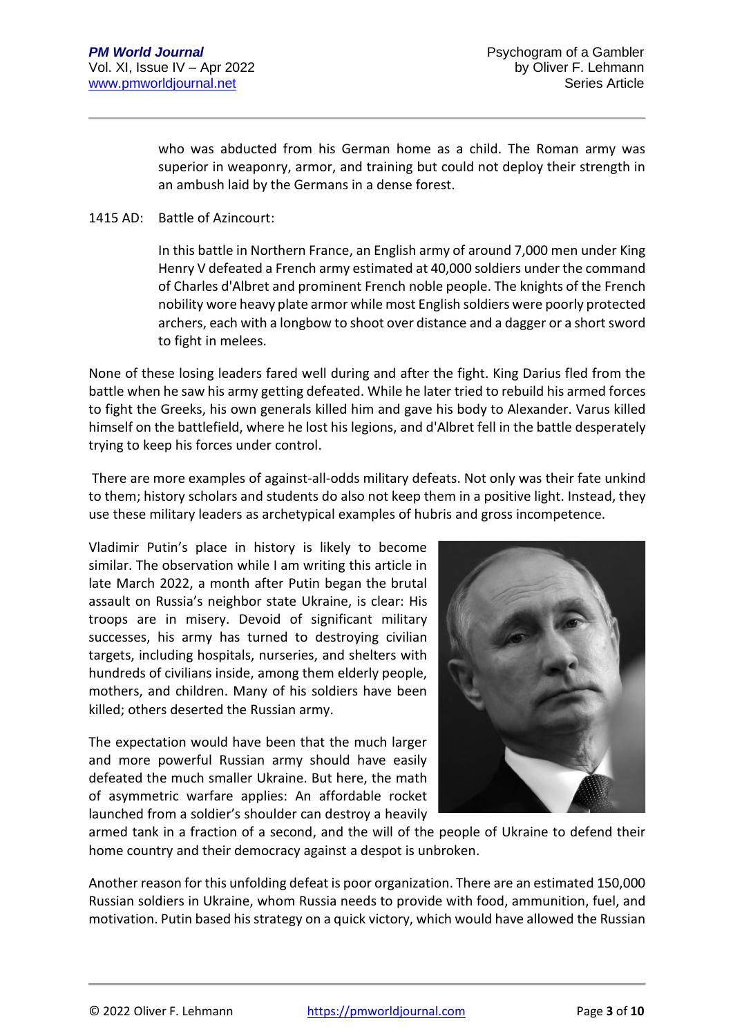who was abducted from his German home as a child. The Roman army was superior in weaponry, armor, and training but could not deploy their strength in an ambush laid by the Germans in a dense forest.

1415 AD: Battle of Azincourt:

In this battle in Northern France, an English army of around 7,000 men under King Henry V defeated a French army estimated at 40,000 soldiers under the command of Charles d'Albret and prominent French noble people. The knights of the French nobility wore heavy plate armor while most English soldiers were poorly protected archers, each with a longbow to shoot over distance and a dagger or a short sword to fight in melees.

None of these losing leaders fared well during and after the fight. King Darius fled from the battle when he saw his army getting defeated. While he later tried to rebuild his armed forces to fight the Greeks, his own generals killed him and gave his body to Alexander. Varus killed himself on the battlefield, where he lost his legions, and d'Albret fell in the battle desperately trying to keep his forces under control.

There are more examples of against-all-odds military defeats. Not only was their fate unkind to them; history scholars and students do also not keep them in a positive light. Instead, they use these military leaders as archetypical examples of hubris and gross incompetence.

Vladimir Putin's place in history is likely to become similar. The observation while I am writing this article in late March 2022, a month after Putin began the brutal assault on Russia's neighbor state Ukraine, is clear: His troops are in misery. Devoid of significant military successes, his army has turned to destroying civilian targets, including hospitals, nurseries, and shelters with hundreds of civilians inside, among them elderly people, mothers, and children. Many of his soldiers have been killed; others deserted the Russian army.

The expectation would have been that the much larger and more powerful Russian army should have easily defeated the much smaller Ukraine. But here, the math of asymmetric warfare applies: An affordable rocket launched from a soldier's shoulder can destroy a heavily armed tank in a fraction of a second, and the will of the people of Ukraine to defend their home country and their democracy against a despot is unbroken.

Another reason for this unfolding defeat is poor organization. There are an estimated 150,000 Russian soldiers in Ukraine, whom Russia needs to provide with food, ammunition, fuel, and motivation. Putin based his strategy on a quick victory, which would have allowed the Russian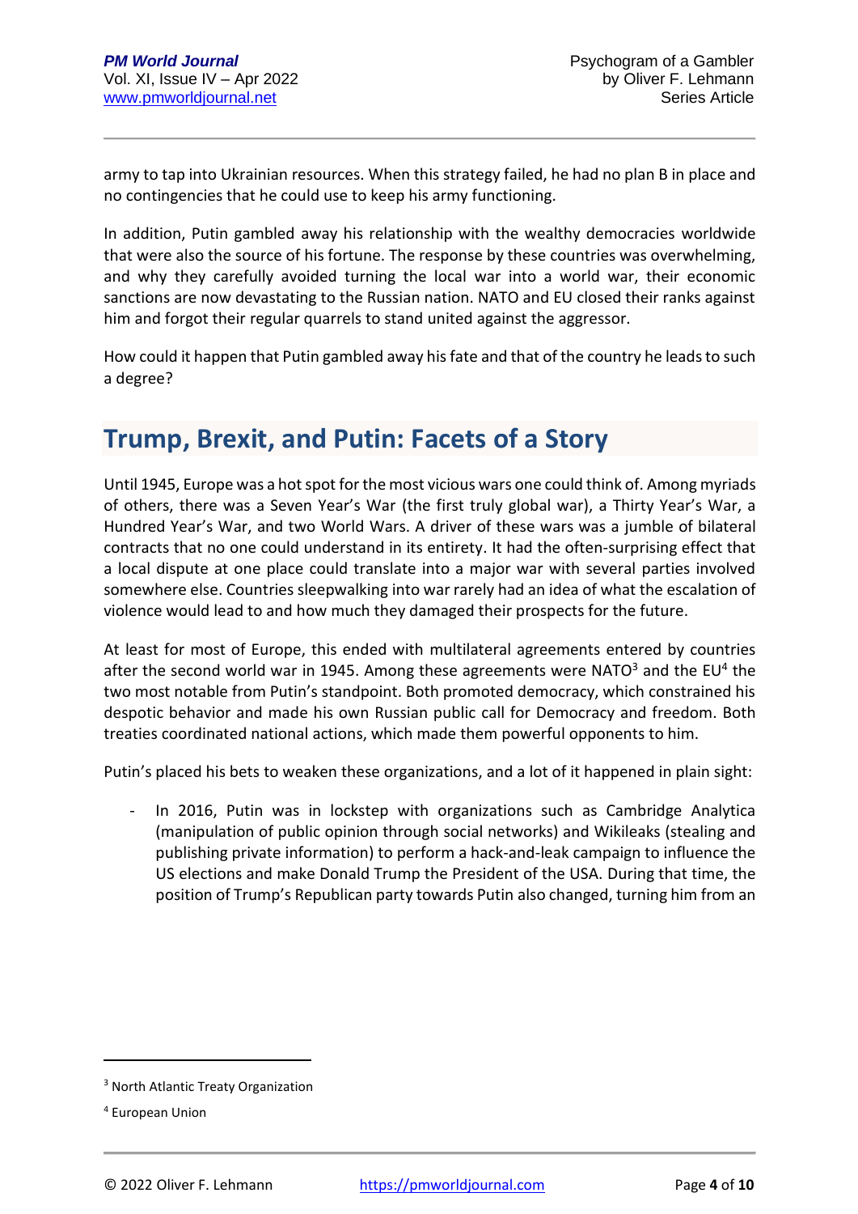army to tap into Ukrainian resources. When this strategy failed, he had no plan B in place and no contingencies that he could use to keep his army functioning.

In addition, Putin gambled away his relationship with the wealthy democracies worldwide that were also the source of his fortune. The response by these countries was overwhelming, and why they carefully avoided turning the local war into a world war, their economic sanctions are now devastating to the Russian nation. NATO and EU closed their ranks against him and forgot their regular quarrels to stand united against the aggressor.

How could it happen that Putin gambled away his fate and that of the country he leads to such a degree?

## Trump, Brexit, and Putin: Facets of a Story

Until 1945, Europe was a hot spot for the most vicious wars one could think of. Among myriads of others, there was a Seven Year's War (the first truly global war), a Thirty Year's War, a Hundred Year's War, and two World Wars. A driver of these wars was a jumble of bilateral contracts that no one could understand in its entirety. It had the often-surprising effect that a local dispute at one place could translate into a major war with several parties involved somewhere else. Countries sleepwalking into war rarely had an idea of what the escalation of violence would lead to and how much they damaged their prospects for the future.

At least for most of Europe, this ended with multilateral agreements entered by countries after the second world war in 1945. Among these agreements were NATO[3] and the EU[4] the two most notable from Putin's standpoint. Both promoted democracy, which constrained his despotic behavior and made his own Russian public call for Democracy and freedom. Both treaties coordinated national actions, which made them powerful opponents to him.

Putin's placed his bets to weaken these organizations, and a lot of it happened in plain sight:

- In 2016, Putin was in lockstep with organizations such as Cambridge Analytica (manipulation of public opinion through social networks) and Wikileaks (stealing and publishing private information) to perform a hack-and-leak campaign to influence the US elections and make Donald Trump the President of the USA. During that time, the position of Trump's Republican party towards Putin also changed, turning him from an

[3] North Atlantic Treaty Organization

[4] European Union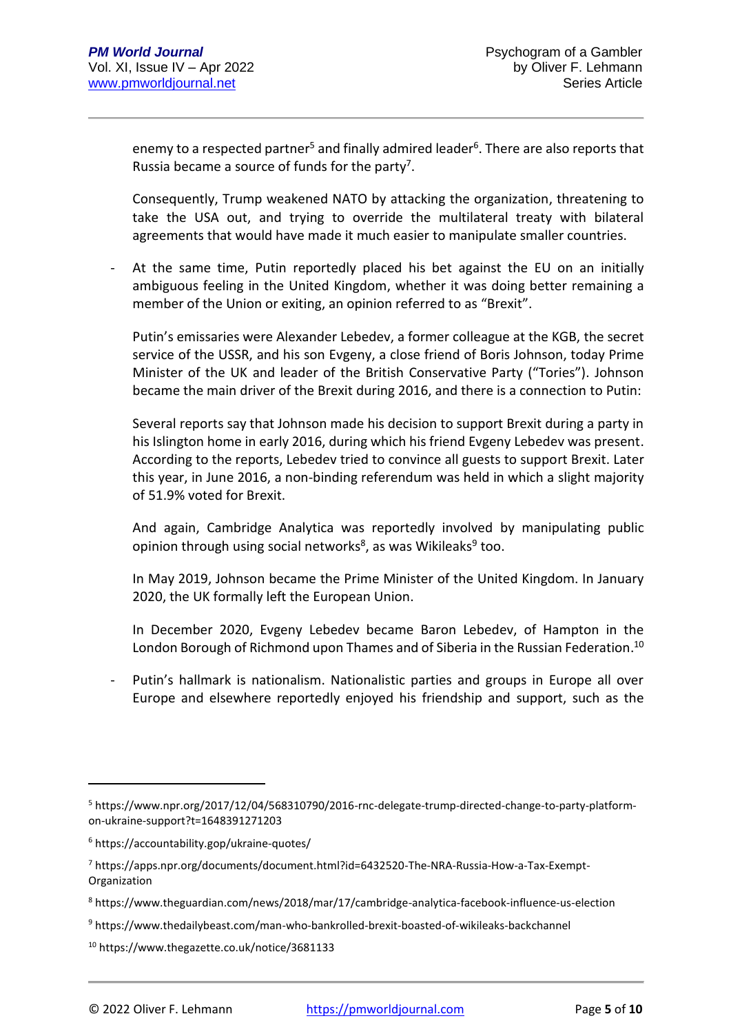enemy to a respected partner[5] and finally admired leader[6]. There are also reports that Russia became a source of funds for the party[7].

Consequently, Trump weakened NATO by attacking the organization, threatening to take the USA out, and trying to override the multilateral treaty with bilateral agreements that would have made it much easier to manipulate smaller countries.

- At the same time, Putin reportedly placed his bet against the EU on an initially ambiguous feeling in the United Kingdom, whether it was doing better remaining a member of the Union or exiting, an opinion referred to as "Brexit".

  Putin's emissaries were Alexander Lebedev, a former colleague at the KGB, the secret service of the USSR, and his son Evgeny, a close friend of Boris Johnson, today Prime Minister of the UK and leader of the British Conservative Party ("Tories"). Johnson became the main driver of the Brexit during 2016, and there is a connection to Putin:

  Several reports say that Johnson made his decision to support Brexit during a party in his Islington home in early 2016, during which his friend Evgeny Lebedev was present. According to the reports, Lebedev tried to convince all guests to support Brexit. Later this year, in June 2016, a non-binding referendum was held in which a slight majority of 51.9% voted for Brexit.

  And again, Cambridge Analytica was reportedly involved by manipulating public opinion through using social networks[8], as was Wikileaks[9] too.

  In May 2019, Johnson became the Prime Minister of the United Kingdom. In January 2020, the UK formally left the European Union.

  In December 2020, Evgeny Lebedev became Baron Lebedev, of Hampton in the London Borough of Richmond upon Thames and of Siberia in the Russian Federation.[10]

- Putin's hallmark is nationalism. Nationalistic parties and groups in Europe all over Europe and elsewhere reportedly enjoyed his friendship and support, such as the

---

[5] https://www.npr.org/2017/12/04/568310790/2016-rnc-delegate-trump-directed-change-to-party-platform-on-ukraine-support?t=1648391271203

[6] https://accountability.gop/ukraine-quotes/

[7] https://apps.npr.org/documents/document.html?id=6432520-The-NRA-Russia-How-a-Tax-Exempt-Organization

[8] https://www.theguardian.com/news/2018/mar/17/cambridge-analytica-facebook-influence-us-election

[9] https://www.thedailybeast.com/man-who-bankrolled-brexit-boasted-of-wikileaks-backchannel

[10] https://www.thegazette.co.uk/notice/3681133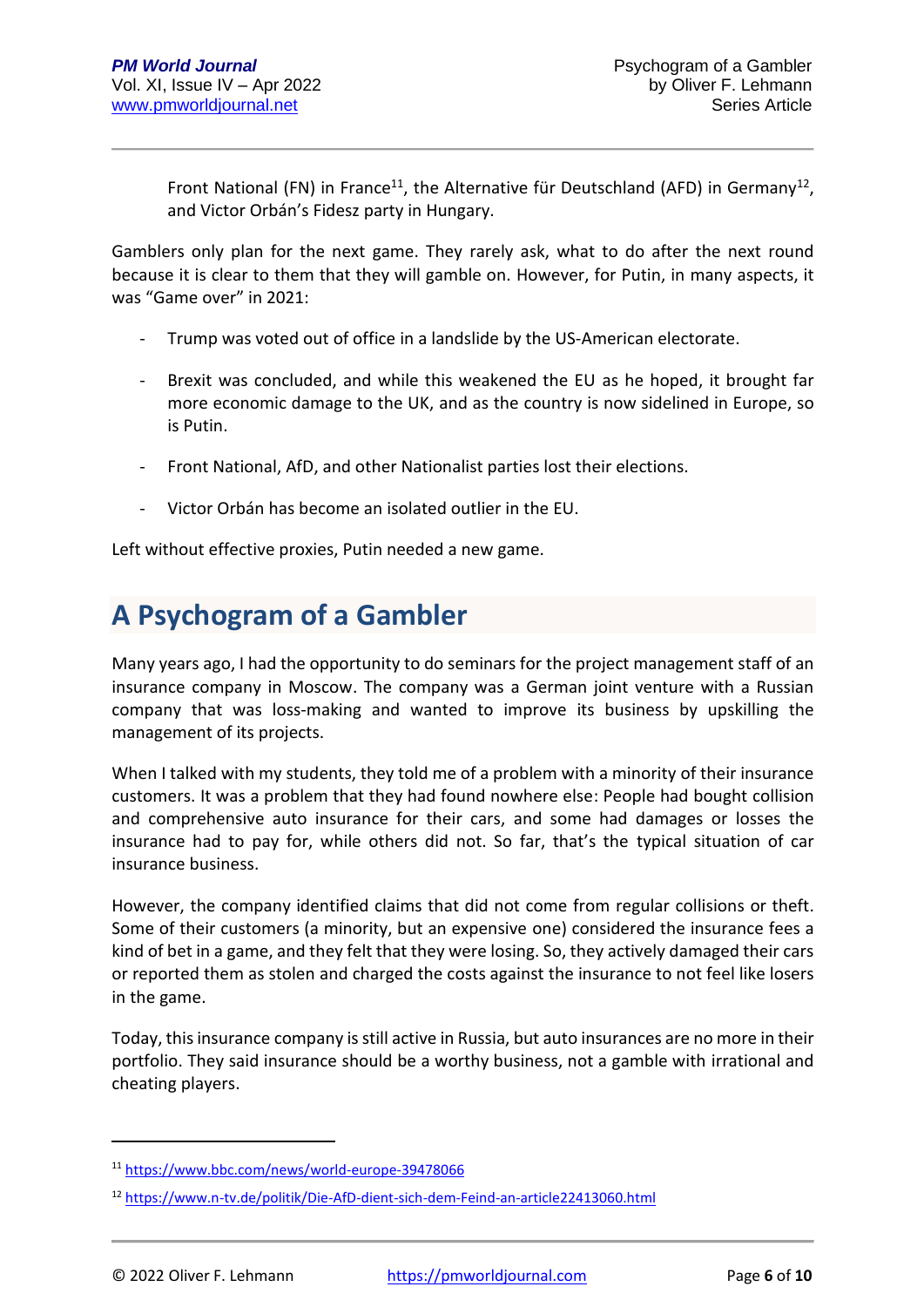Front National (FN) in France[11], the Alternative für Deutschland (AFD) in Germany[12], and Victor Orbán's Fidesz party in Hungary.

Gamblers only plan for the next game. They rarely ask, what to do after the next round because it is clear to them that they will gamble on. However, for Putin, in many aspects, it was "Game over" in 2021:

- Trump was voted out of office in a landslide by the US-American electorate.
- Brexit was concluded, and while this weakened the EU as he hoped, it brought far more economic damage to the UK, and as the country is now sidelined in Europe, so is Putin.
- Front National, AfD, and other Nationalist parties lost their elections.
- Victor Orbán has become an isolated outlier in the EU.

Left without effective proxies, Putin needed a new game.

## A Psychogram of a Gambler

Many years ago, I had the opportunity to do seminars for the project management staff of an insurance company in Moscow. The company was a German joint venture with a Russian company that was loss-making and wanted to improve its business by upskilling the management of its projects.

When I talked with my students, they told me of a problem with a minority of their insurance customers. It was a problem that they had found nowhere else: People had bought collision and comprehensive auto insurance for their cars, and some had damages or losses the insurance had to pay for, while others did not. So far, that's the typical situation of car insurance business.

However, the company identified claims that did not come from regular collisions or theft. Some of their customers (a minority, but an expensive one) considered the insurance fees a kind of bet in a game, and they felt that they were losing. So, they actively damaged their cars or reported them as stolen and charged the costs against the insurance to not feel like losers in the game.

Today, this insurance company is still active in Russia, but auto insurances are no more in their portfolio. They said insurance should be a worthy business, not a gamble with irrational and cheating players.

---

[11] https://www.bbc.com/news/world-europe-39478066

[12] https://www.n-tv.de/politik/Die-AfD-dient-sich-dem-Feind-an-article22413060.html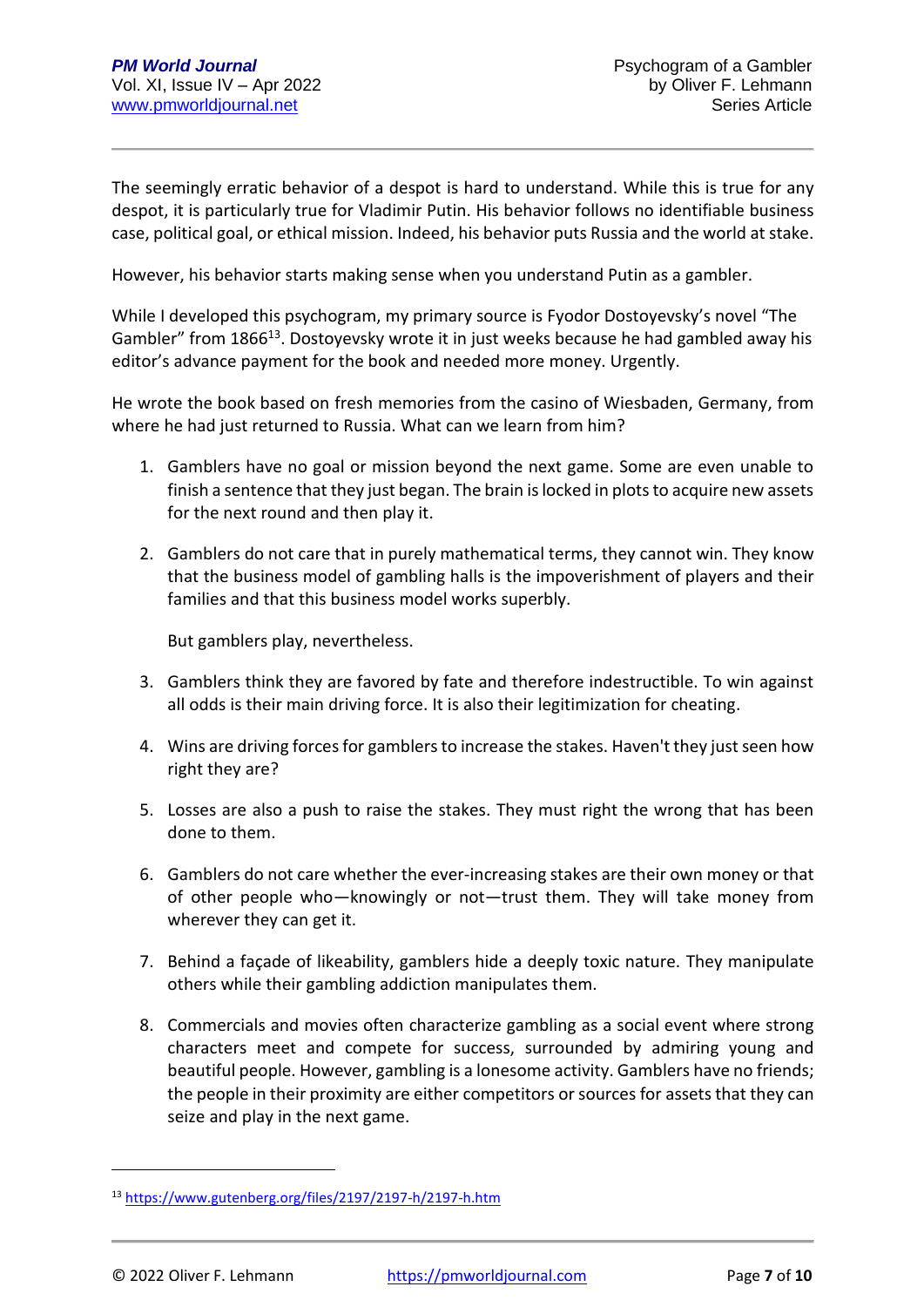The seemingly erratic behavior of a despot is hard to understand. While this is true for any despot, it is particularly true for Vladimir Putin. His behavior follows no identifiable business case, political goal, or ethical mission. Indeed, his behavior puts Russia and the world at stake.

However, his behavior starts making sense when you understand Putin as a gambler.

While I developed this psychogram, my primary source is Fyodor Dostoyevsky's novel "The Gambler" from 1866[13]. Dostoyevsky wrote it in just weeks because he had gambled away his editor's advance payment for the book and needed more money. Urgently.

He wrote the book based on fresh memories from the casino of Wiesbaden, Germany, from where he had just returned to Russia. What can we learn from him?

1. Gamblers have no goal or mission beyond the next game. Some are even unable to finish a sentence that they just began. The brain is locked in plots to acquire new assets for the next round and then play it.

2. Gamblers do not care that in purely mathematical terms, they cannot win. They know that the business model of gambling halls is the impoverishment of players and their families and that this business model works superbly.

   But gamblers play, nevertheless.

3. Gamblers think they are favored by fate and therefore indestructible. To win against all odds is their main driving force. It is also their legitimization for cheating.

4. Wins are driving forces for gamblers to increase the stakes. Haven't they just seen how right they are?

5. Losses are also a push to raise the stakes. They must right the wrong that has been done to them.

6. Gamblers do not care whether the ever-increasing stakes are their own money or that of other people who—knowingly or not—trust them. They will take money from wherever they can get it.

7. Behind a façade of likeability, gamblers hide a deeply toxic nature. They manipulate others while their gambling addiction manipulates them.

8. Commercials and movies often characterize gambling as a social event where strong characters meet and compete for success, surrounded by admiring young and beautiful people. However, gambling is a lonesome activity. Gamblers have no friends; the people in their proximity are either competitors or sources for assets that they can seize and play in the next game.

---

[13] https://www.gutenberg.org/files/2197/2197-h/2197-h.htm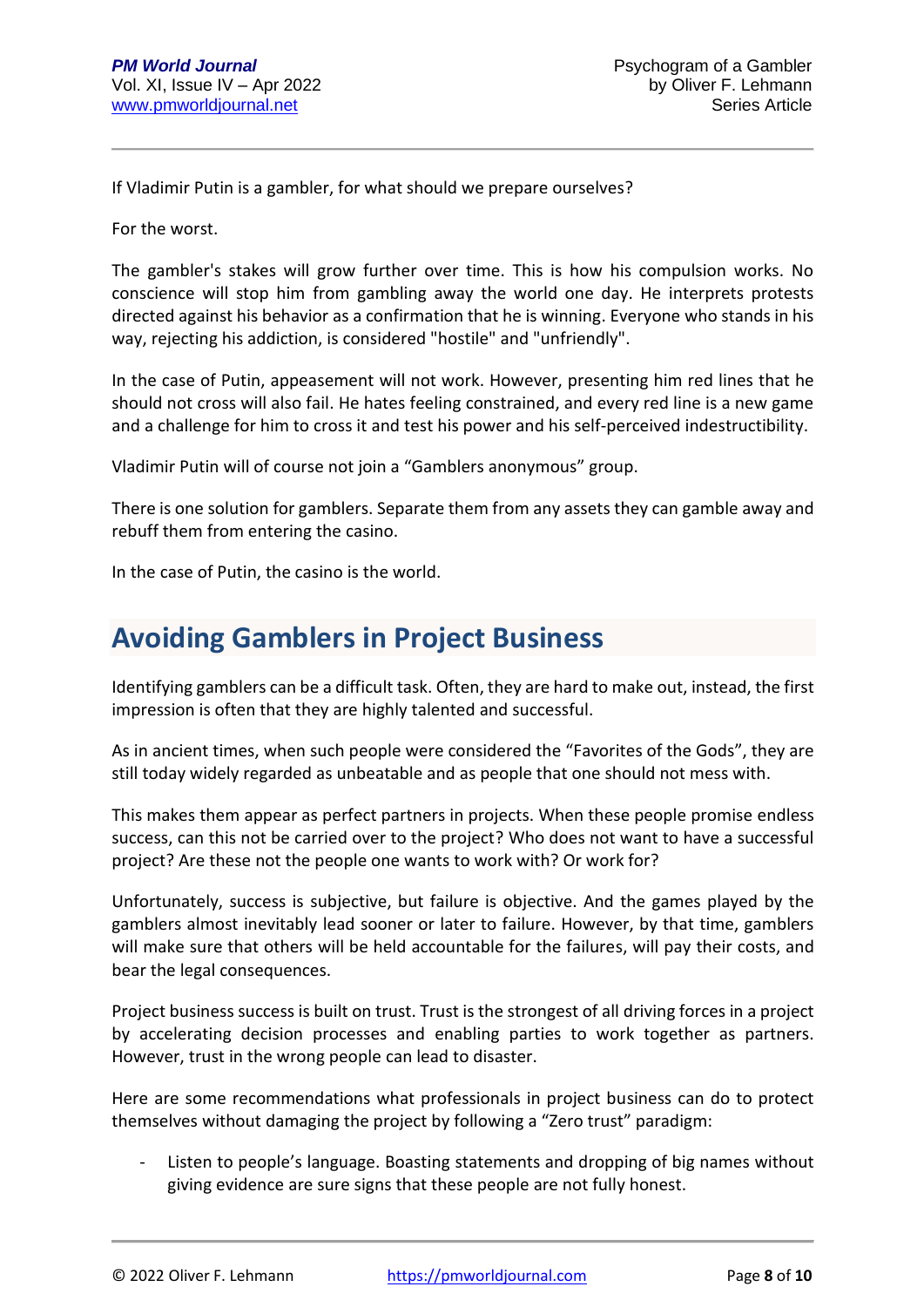If Vladimir Putin is a gambler, for what should we prepare ourselves?

For the worst.

The gambler's stakes will grow further over time. This is how his compulsion works. No conscience will stop him from gambling away the world one day. He interprets protests directed against his behavior as a confirmation that he is winning. Everyone who stands in his way, rejecting his addiction, is considered "hostile" and "unfriendly".

In the case of Putin, appeasement will not work. However, presenting him red lines that he should not cross will also fail. He hates feeling constrained, and every red line is a new game and a challenge for him to cross it and test his power and his self-perceived indestructibility.

Vladimir Putin will of course not join a "Gamblers anonymous" group.

There is one solution for gamblers. Separate them from any assets they can gamble away and rebuff them from entering the casino.

In the case of Putin, the casino is the world.

## Avoiding Gamblers in Project Business

Identifying gamblers can be a difficult task. Often, they are hard to make out, instead, the first impression is often that they are highly talented and successful.

As in ancient times, when such people were considered the "Favorites of the Gods", they are still today widely regarded as unbeatable and as people that one should not mess with.

This makes them appear as perfect partners in projects. When these people promise endless success, can this not be carried over to the project? Who does not want to have a successful project? Are these not the people one wants to work with? Or work for?

Unfortunately, success is subjective, but failure is objective. And the games played by the gamblers almost inevitably lead sooner or later to failure. However, by that time, gamblers will make sure that others will be held accountable for the failures, will pay their costs, and bear the legal consequences.

Project business success is built on trust. Trust is the strongest of all driving forces in a project by accelerating decision processes and enabling parties to work together as partners. However, trust in the wrong people can lead to disaster.

Here are some recommendations what professionals in project business can do to protect themselves without damaging the project by following a "Zero trust" paradigm:

- Listen to people's language. Boasting statements and dropping of big names without giving evidence are sure signs that these people are not fully honest.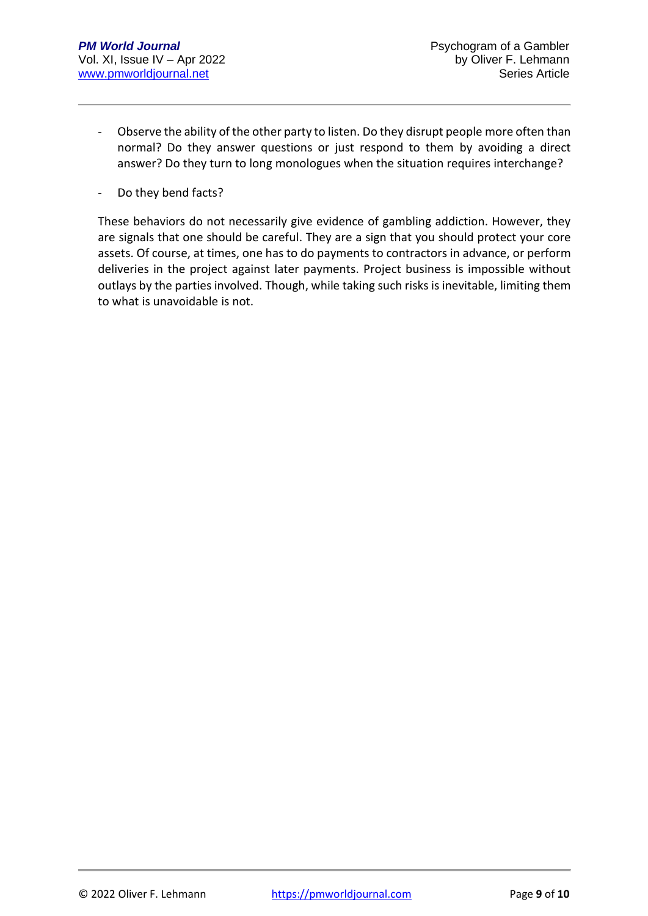- Observe the ability of the other party to listen. Do they disrupt people more often than normal? Do they answer questions or just respond to them by avoiding a direct answer? Do they turn to long monologues when the situation requires interchange?
- Do they bend facts?

These behaviors do not necessarily give evidence of gambling addiction. However, they are signals that one should be careful. They are a sign that you should protect your core assets. Of course, at times, one has to do payments to contractors in advance, or perform deliveries in the project against later payments. Project business is impossible without outlays by the parties involved. Though, while taking such risks is inevitable, limiting them to what is unavoidable is not.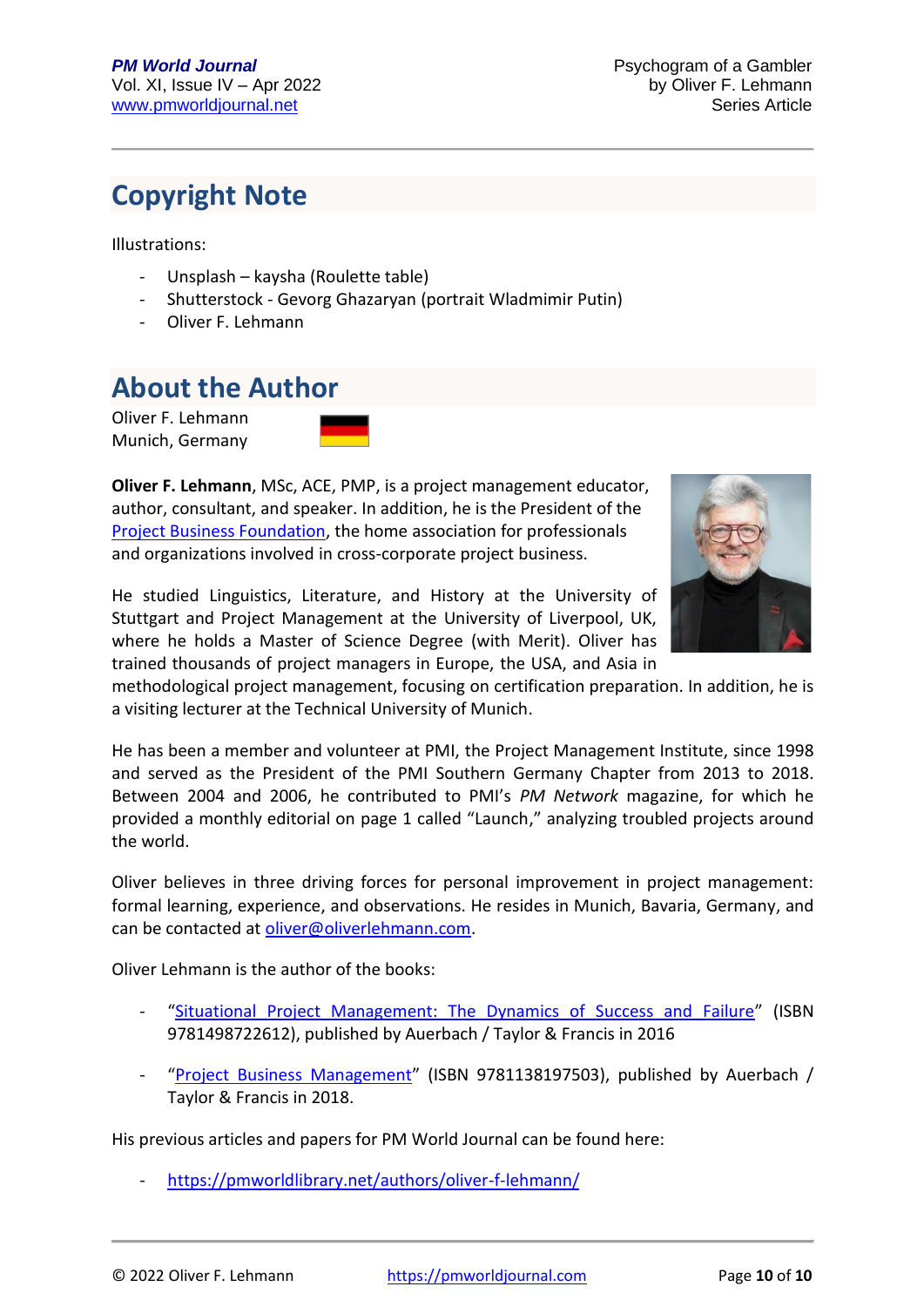## Copyright Note

Illustrations:

- Unsplash – kaysha (Roulette table)
- Shutterstock - Gevorg Ghazaryan (portrait Wladmimir Putin)
- Oliver F. Lehmann

## About the Author

Oliver F. Lehmann
Munich, Germany

**Oliver F. Lehmann**, MSc, ACE, PMP, is a project management educator, author, consultant, and speaker. In addition, he is the President of the Project Business Foundation, the home association for professionals and organizations involved in cross-corporate project business.

He studied Linguistics, Literature, and History at the University of Stuttgart and Project Management at the University of Liverpool, UK, where he holds a Master of Science Degree (with Merit). Oliver has trained thousands of project managers in Europe, the USA, and Asia in methodological project management, focusing on certification preparation. In addition, he is a visiting lecturer at the Technical University of Munich.

He has been a member and volunteer at PMI, the Project Management Institute, since 1998 and served as the President of the PMI Southern Germany Chapter from 2013 to 2018. Between 2004 and 2006, he contributed to PMI's *PM Network* magazine, for which he provided a monthly editorial on page 1 called "Launch," analyzing troubled projects around the world.

Oliver believes in three driving forces for personal improvement in project management: formal learning, experience, and observations. He resides in Munich, Bavaria, Germany, and can be contacted at oliver@oliverlehmann.com.

Oliver Lehmann is the author of the books:

- "Situational Project Management: The Dynamics of Success and Failure" (ISBN 9781498722612), published by Auerbach / Taylor & Francis in 2016
- "Project Business Management" (ISBN 9781138197503), published by Auerbach / Taylor & Francis in 2018.

His previous articles and papers for PM World Journal can be found here:

- https://pmworldlibrary.net/authors/oliver-f-lehmann/